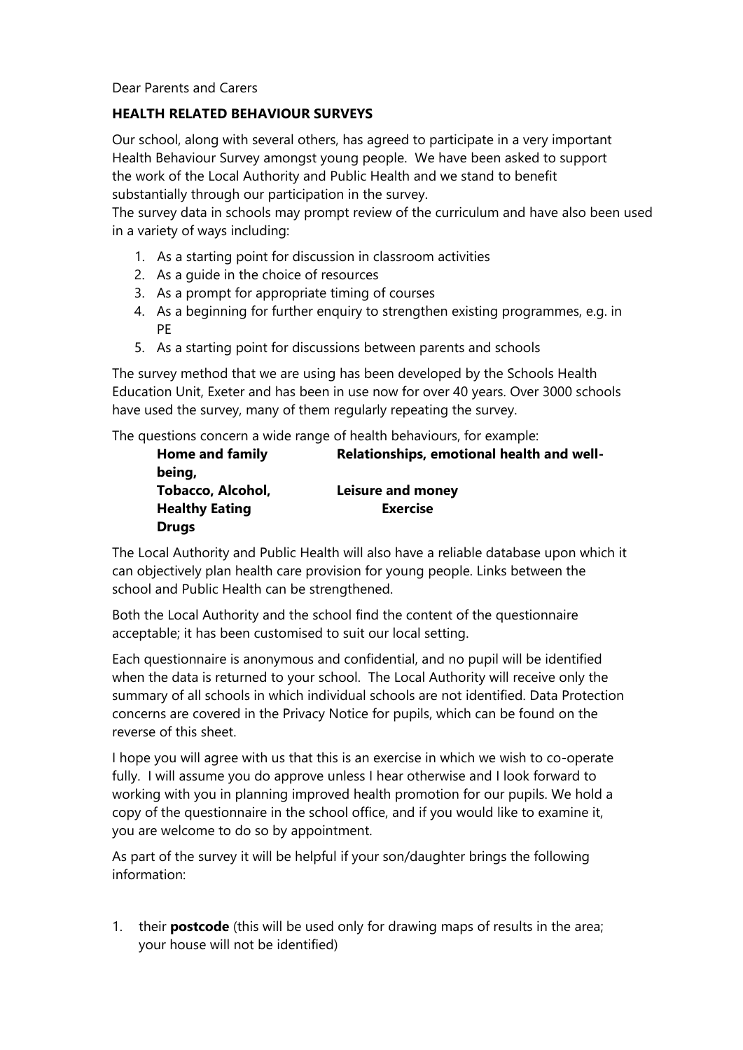Dear Parents and Carers

**HEALTH RELATED BEHAVIOUR SURVEYS**

Our school, along with several others, has agreed to participate in a very important Health Behaviour Survey amongst young people. We have been asked to support the work of the Local Authority and Public Health and we stand to benefit substantially through our participation in the survey.

The survey data in schools may prompt review of the curriculum and have also been used in a variety of ways including:

1. As a starting point for discussion in classroom activities
2. As a guide in the choice of resources
3. As a prompt for appropriate timing of courses
4. As a beginning for further enquiry to strengthen existing programmes, e.g. in PE
5. As a starting point for discussions between parents and schools

The survey method that we are using has been developed by the Schools Health Education Unit, Exeter and has been in use now for over 40 years. Over 3000 schools have used the survey, many of them regularly repeating the survey.

The questions concern a wide range of health behaviours, for example:

**Home and family** | **Relationships, emotional health and well-being,**
**Tobacco, Alcohol,** | **Leisure and money**
**Healthy Eating** | **Exercise**
**Drugs**

The Local Authority and Public Health will also have a reliable database upon which it can objectively plan health care provision for young people. Links between the school and Public Health can be strengthened.

Both the Local Authority and the school find the content of the questionnaire acceptable; it has been customised to suit our local setting.

Each questionnaire is anonymous and confidential, and no pupil will be identified when the data is returned to your school. The Local Authority will receive only the summary of all schools in which individual schools are not identified. Data Protection concerns are covered in the Privacy Notice for pupils, which can be found on the reverse of this sheet.

I hope you will agree with us that this is an exercise in which we wish to co-operate fully. I will assume you do approve unless I hear otherwise and I look forward to working with you in planning improved health promotion for our pupils. We hold a copy of the questionnaire in the school office, and if you would like to examine it, you are welcome to do so by appointment.

As part of the survey it will be helpful if your son/daughter brings the following information:

1. their **postcode** (this will be used only for drawing maps of results in the area; your house will not be identified)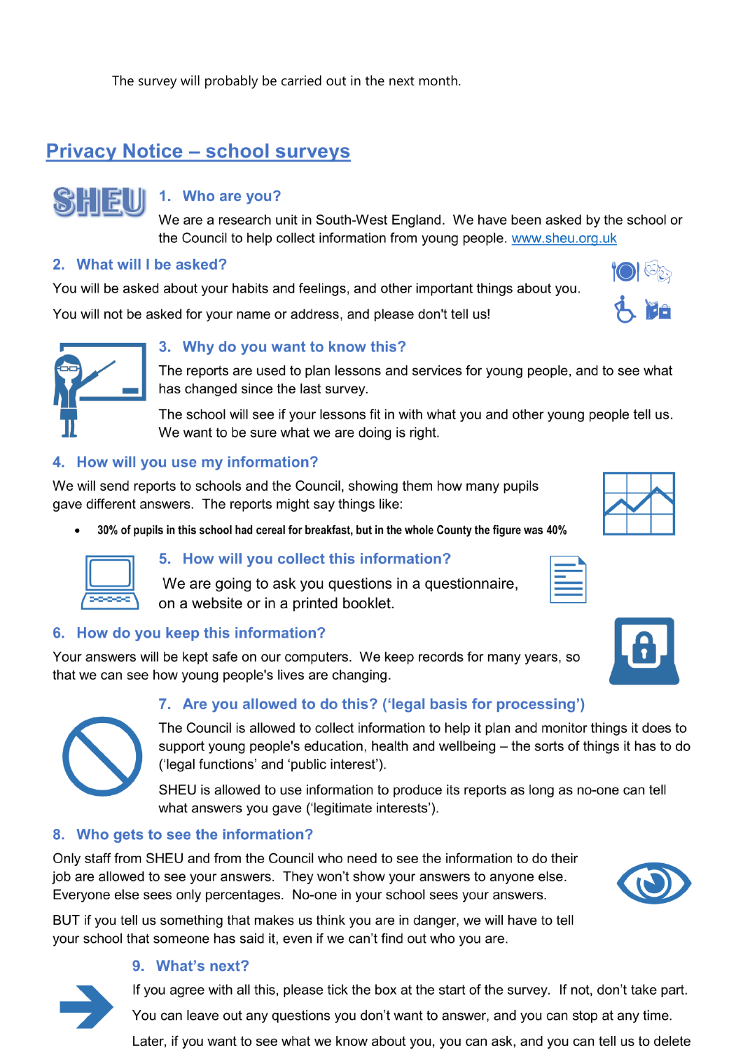The survey will probably be carried out in the next month.

# Privacy Notice – school surveys

SHEU

## 1. Who are you?

We are a research unit in South-West England. We have been asked by the school or the Council to help collect information from young people. www.sheu.org.uk

## 2. What will I be asked?

You will be asked about your habits and feelings, and other important things about you.

You will not be asked for your name or address, and please don't tell us!

## 3. Why do you want to know this?

The reports are used to plan lessons and services for young people, and to see what has changed since the last survey.

The school will see if your lessons fit in with what you and other young people tell us. We want to be sure what we are doing is right.

## 4. How will you use my information?

We will send reports to schools and the Council, showing them how many pupils gave different answers. The reports might say things like:

- 30% of pupils in this school had cereal for breakfast, but in the whole County the figure was 40%

## 5. How will you collect this information?

We are going to ask you questions in a questionnaire, on a website or in a printed booklet.

## 6. How do you keep this information?

Your answers will be kept safe on our computers. We keep records for many years, so that we can see how young people's lives are changing.

## 7. Are you allowed to do this? ('legal basis for processing')

The Council is allowed to collect information to help it plan and monitor things it does to support young people's education, health and wellbeing – the sorts of things it has to do ('legal functions' and 'public interest').

SHEU is allowed to use information to produce its reports as long as no-one can tell what answers you gave ('legitimate interests').

## 8. Who gets to see the information?

Only staff from SHEU and from the Council who need to see the information to do their job are allowed to see your answers. They won't show your answers to anyone else. Everyone else sees only percentages. No-one in your school sees your answers.

BUT if you tell us something that makes us think you are in danger, we will have to tell your school that someone has said it, even if we can't find out who you are.

## 9. What's next?

If you agree with all this, please tick the box at the start of the survey. If not, don't take part.

You can leave out any questions you don't want to answer, and you can stop at any time.

Later, if you want to see what we know about you, you can ask, and you can tell us to delete